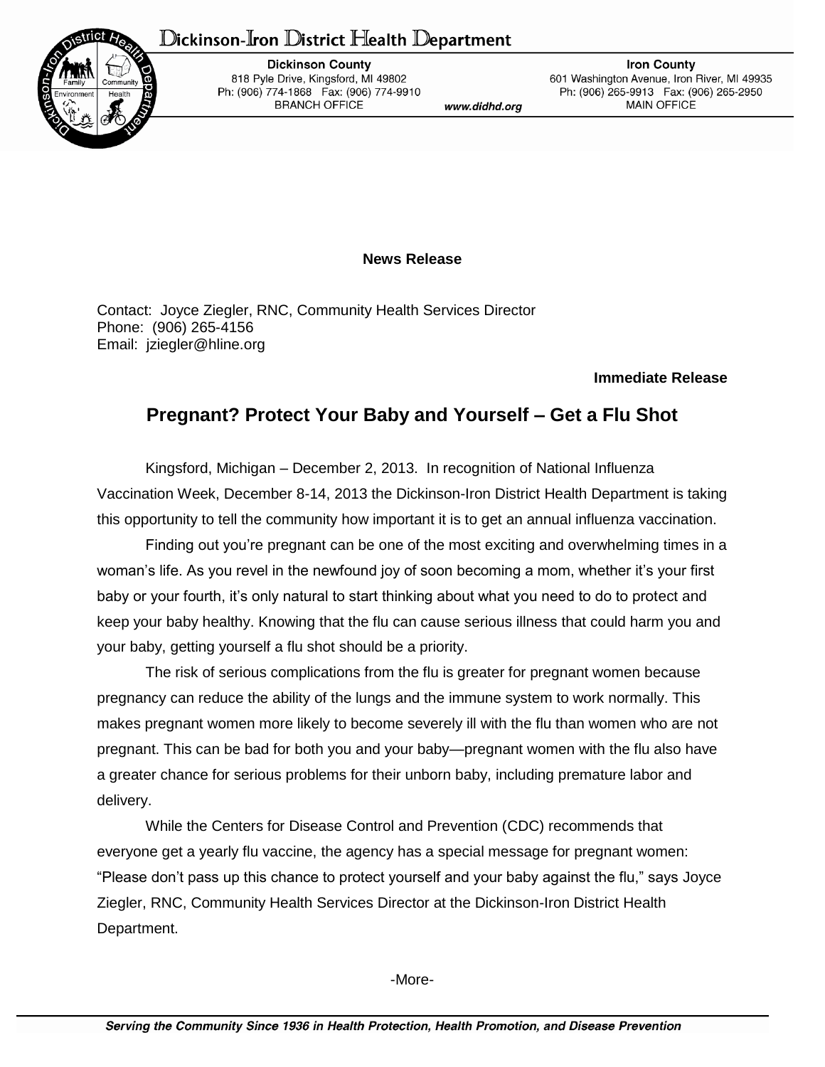# Dickinson-Iron District Health Department

**Dickinson County**
818 Pyle Drive, Kingsford, MI 49802
Ph: (906) 774-1868 Fax: (906) 774-9910
BRANCH OFFICE

*www.didhd.org*

**Iron County**
601 Washington Avenue, Iron River, MI 49935
Ph: (906) 265-9913 Fax: (906) 265-2950
MAIN OFFICE

**News Release**

Contact: Joyce Ziegler, RNC, Community Health Services Director
Phone: (906) 265-4156
Email: jziegler@hline.org

**Immediate Release**

## Pregnant? Protect Your Baby and Yourself – Get a Flu Shot

Kingsford, Michigan – December 2, 2013. In recognition of National Influenza Vaccination Week, December 8-14, 2013 the Dickinson-Iron District Health Department is taking this opportunity to tell the community how important it is to get an annual influenza vaccination.

Finding out you're pregnant can be one of the most exciting and overwhelming times in a woman's life. As you revel in the newfound joy of soon becoming a mom, whether it's your first baby or your fourth, it's only natural to start thinking about what you need to do to protect and keep your baby healthy. Knowing that the flu can cause serious illness that could harm you and your baby, getting yourself a flu shot should be a priority.

The risk of serious complications from the flu is greater for pregnant women because pregnancy can reduce the ability of the lungs and the immune system to work normally. This makes pregnant women more likely to become severely ill with the flu than women who are not pregnant. This can be bad for both you and your baby—pregnant women with the flu also have a greater chance for serious problems for their unborn baby, including premature labor and delivery.

While the Centers for Disease Control and Prevention (CDC) recommends that everyone get a yearly flu vaccine, the agency has a special message for pregnant women: "Please don't pass up this chance to protect yourself and your baby against the flu," says Joyce Ziegler, RNC, Community Health Services Director at the Dickinson-Iron District Health Department.

-More-

*Serving the Community Since 1936 in Health Protection, Health Promotion, and Disease Prevention*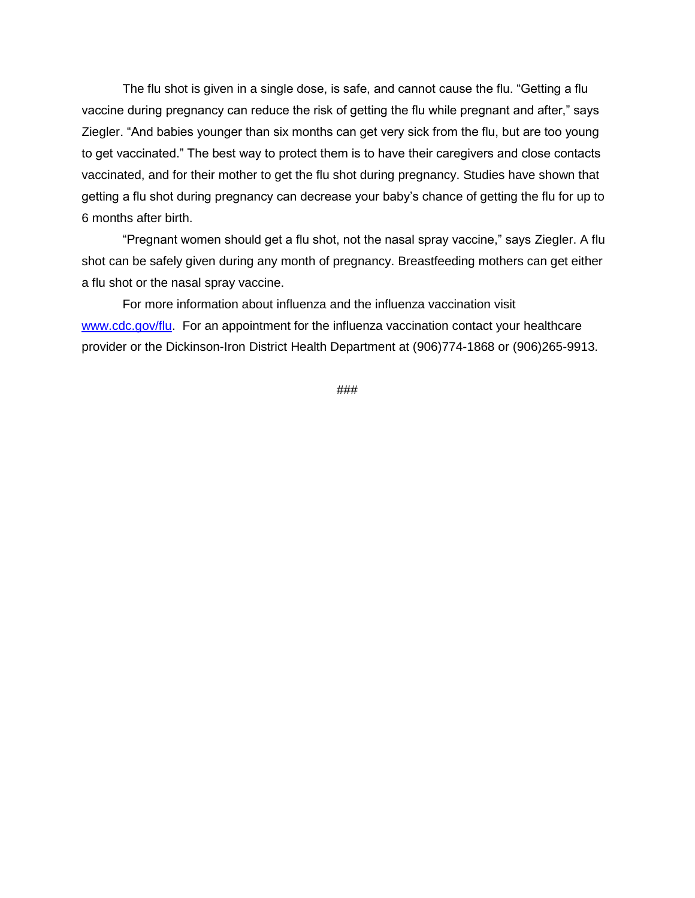The flu shot is given in a single dose, is safe, and cannot cause the flu. “Getting a flu vaccine during pregnancy can reduce the risk of getting the flu while pregnant and after,” says Ziegler. “And babies younger than six months can get very sick from the flu, but are too young to get vaccinated.” The best way to protect them is to have their caregivers and close contacts vaccinated, and for their mother to get the flu shot during pregnancy. Studies have shown that getting a flu shot during pregnancy can decrease your baby’s chance of getting the flu for up to 6 months after birth.

“Pregnant women should get a flu shot, not the nasal spray vaccine,” says Ziegler. A flu shot can be safely given during any month of pregnancy. Breastfeeding mothers can get either a flu shot or the nasal spray vaccine.

For more information about influenza and the influenza vaccination visit [www.cdc.gov/flu](http://www.cdc.gov/flu). For an appointment for the influenza vaccination contact your healthcare provider or the Dickinson-Iron District Health Department at (906)774-1868 or (906)265-9913.

###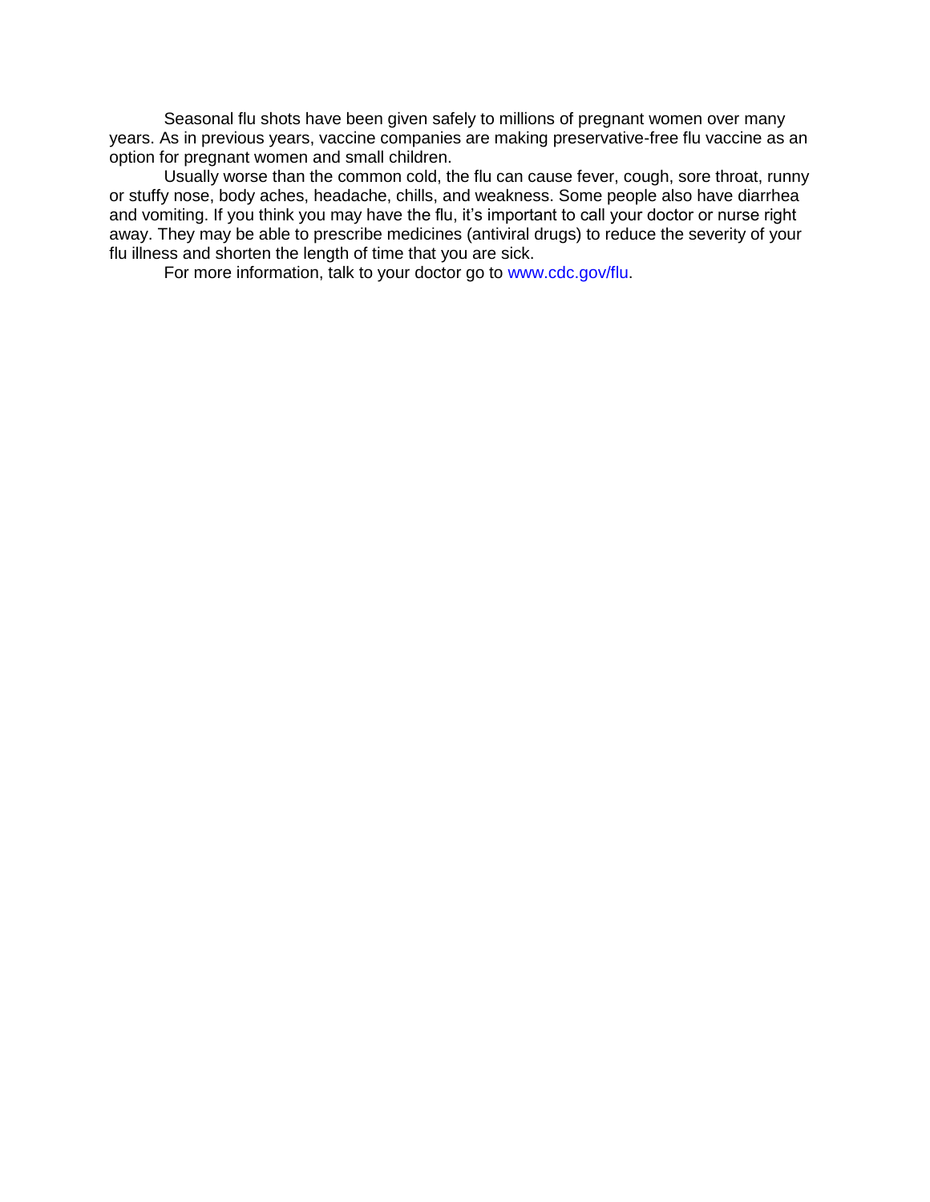Seasonal flu shots have been given safely to millions of pregnant women over many years. As in previous years, vaccine companies are making preservative-free flu vaccine as an option for pregnant women and small children.

Usually worse than the common cold, the flu can cause fever, cough, sore throat, runny or stuffy nose, body aches, headache, chills, and weakness. Some people also have diarrhea and vomiting. If you think you may have the flu, it's important to call your doctor or nurse right away. They may be able to prescribe medicines (antiviral drugs) to reduce the severity of your flu illness and shorten the length of time that you are sick.

For more information, talk to your doctor go to www.cdc.gov/flu.